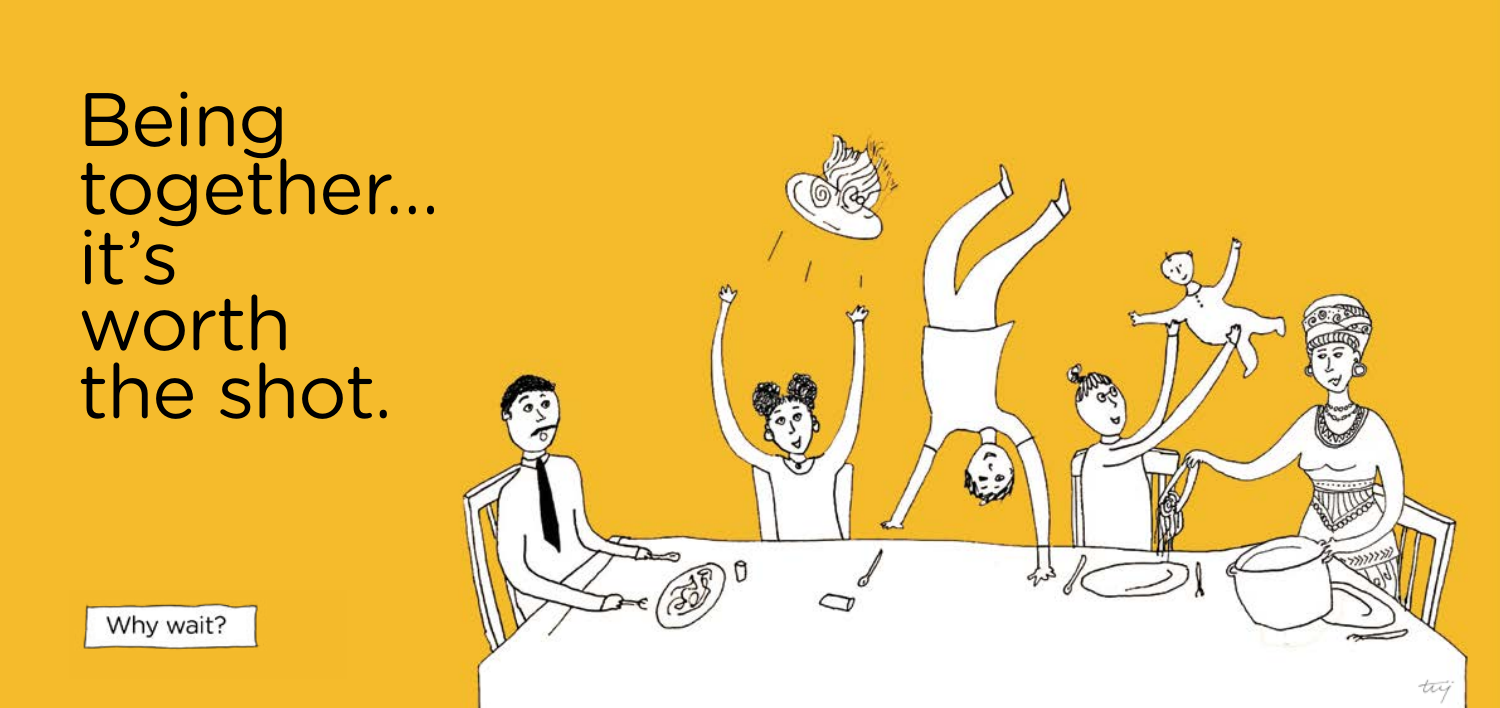# Being together... it's worth the shot.

Why wait?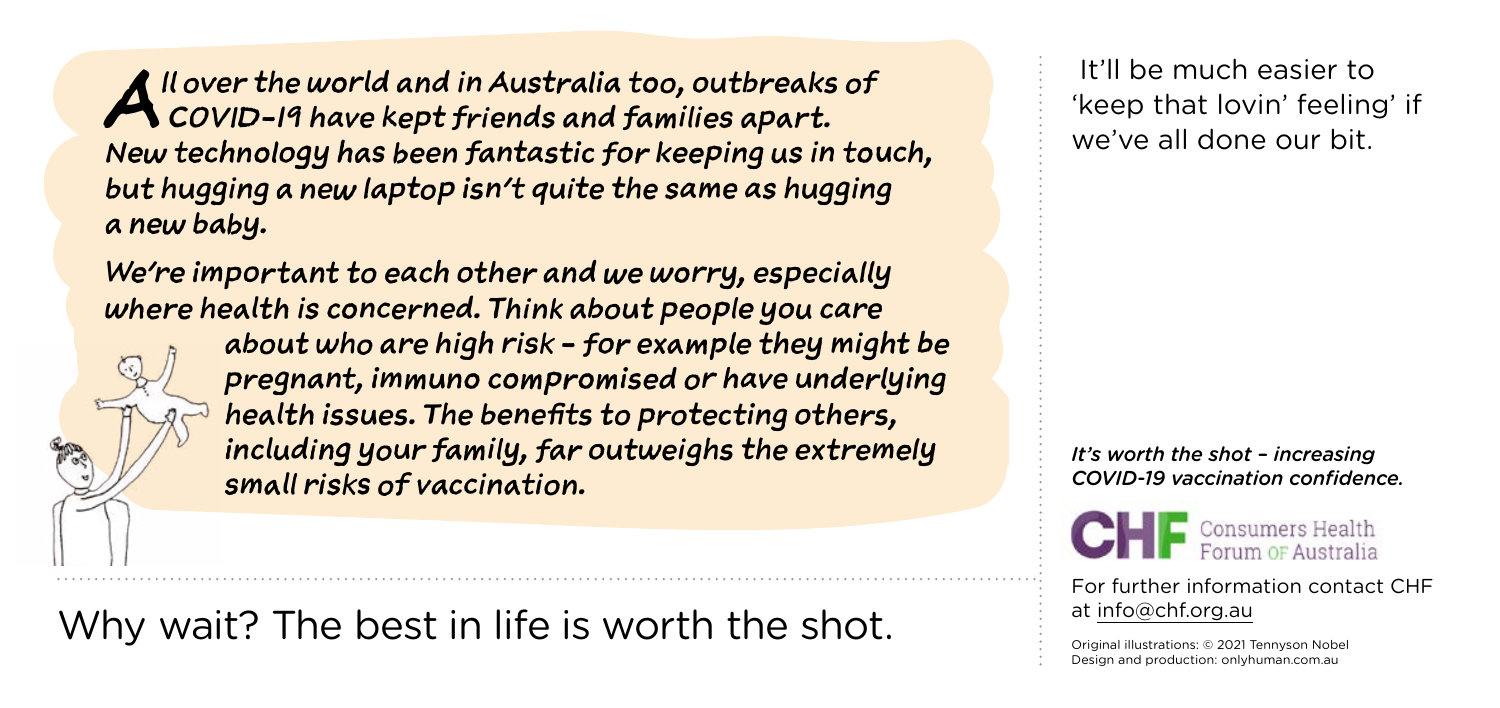All over the world and in Australia too, outbreaks of COVID-19 have kept friends and families apart. New technology has been fantastic for keeping us in touch, but hugging a new laptop isn't quite the same as hugging a new baby.

We're important to each other and we worry, especially where health is concerned. Think about people you care about who are high risk – for example they might be pregnant, immuno compromised or have underlying health issues. The benefits to protecting others, including your family, far outweighs the extremely small risks of vaccination.

Why wait? The best in life is worth the shot.

It'll be much easier to 'keep that lovin' feeling' if we've all done our bit.

*It's worth the shot – increasing COVID-19 vaccination confidence.*

CHF Consumers Health Forum of Australia

For further information contact CHF at info@chf.org.au

Original illustrations: © 2021 Tennyson Nobel
Design and production: onlyhuman.com.au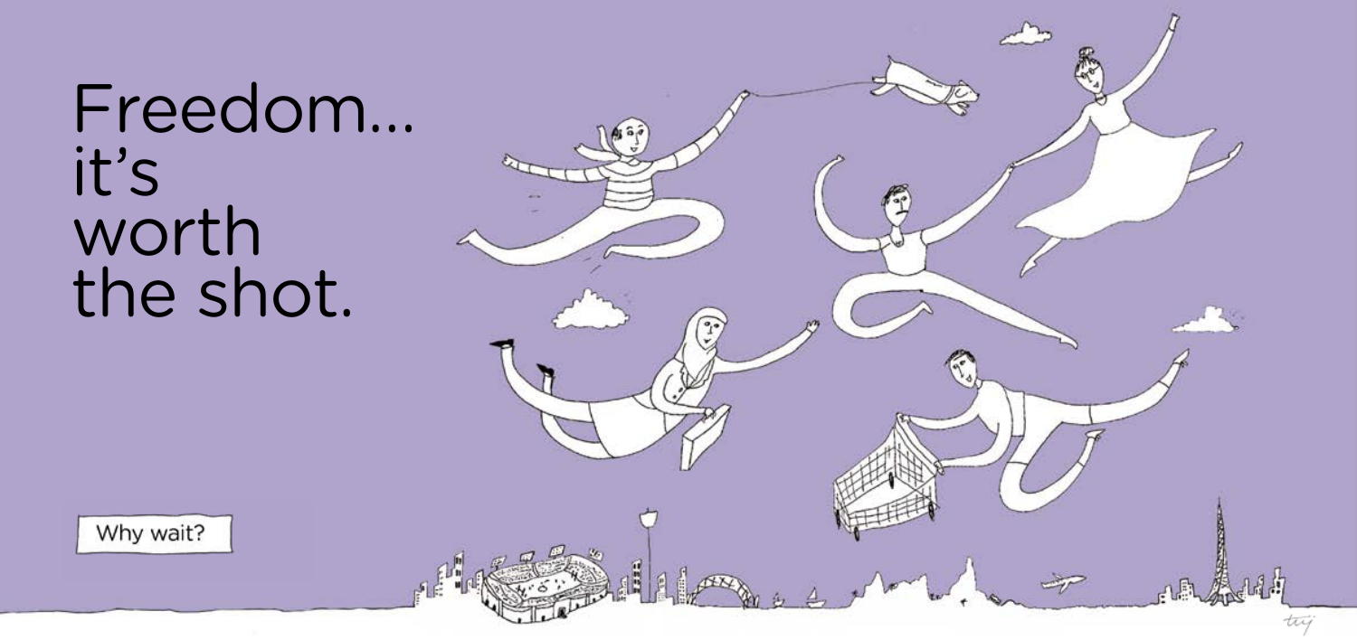# Freedom... it's worth the shot.

Why wait?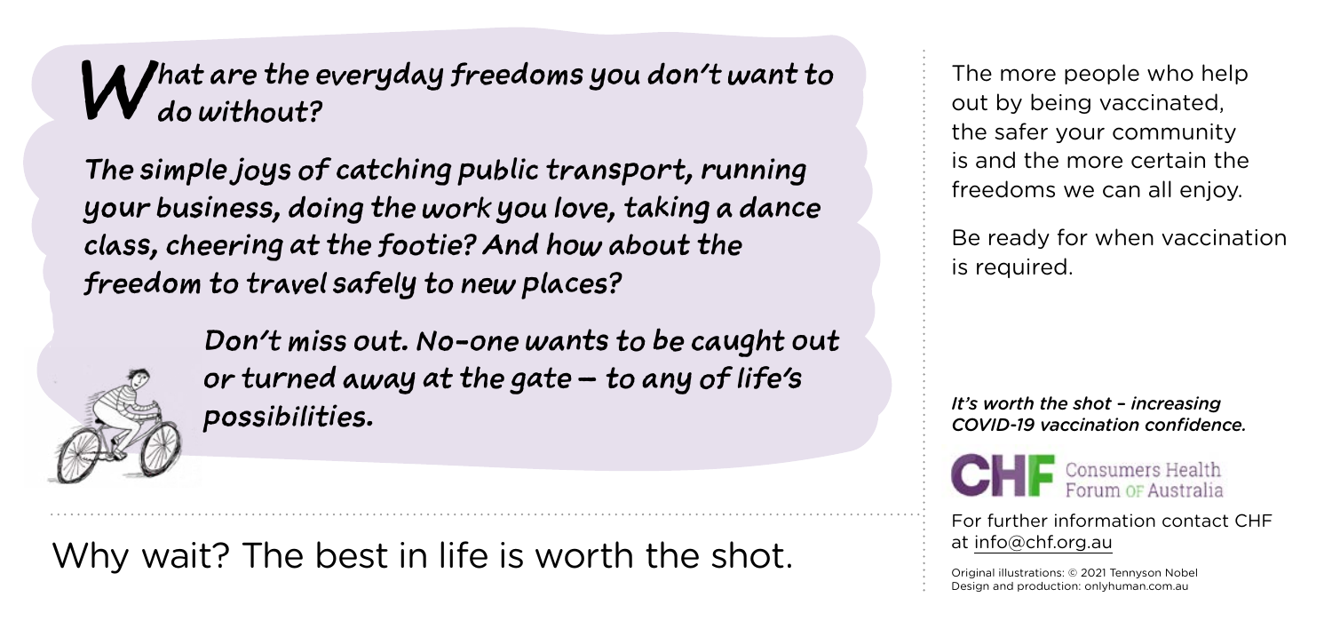## What are the everyday freedoms you don't want to do without?

*The simple joys of catching public transport, running your business, doing the work you love, taking a dance class, cheering at the footie? And how about the freedom to travel safely to new places?*

*Don't miss out. No-one wants to be caught out or turned away at the gate – to any of life's possibilities.*

Why wait? The best in life is worth the shot.

The more people who help out by being vaccinated, the safer your community is and the more certain the freedoms we can all enjoy.

Be ready for when vaccination is required.

*It's worth the shot – increasing COVID-19 vaccination confidence.*

CHF Consumers Health Forum of Australia

For further information contact CHF at info@chf.org.au

Original illustrations: © 2021 Tennyson Nobel
Design and production: onlyhuman.com.au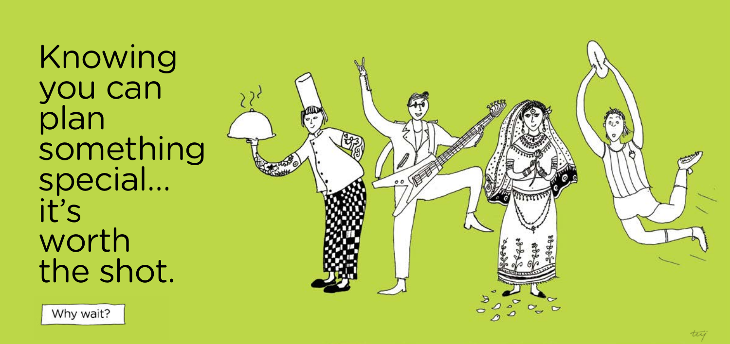Knowing you can plan something special... it's worth the shot.

Why wait?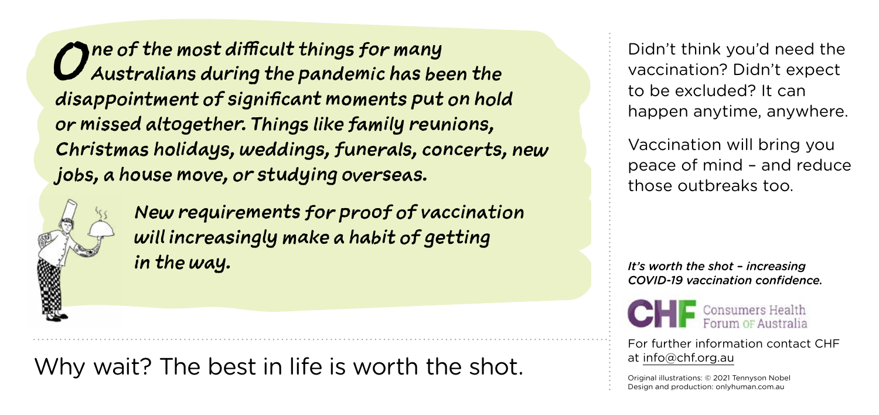*One of the most difficult things for many Australians during the pandemic has been the disappointment of significant moments put on hold or missed altogether. Things like family reunions, Christmas holidays, weddings, funerals, concerts, new jobs, a house move, or studying overseas.*

*New requirements for proof of vaccination will increasingly make a habit of getting in the way.*

Why wait? The best in life is worth the shot.

Didn't think you'd need the vaccination? Didn't expect to be excluded? It can happen anytime, anywhere.

Vaccination will bring you peace of mind – and reduce those outbreaks too.

*It's worth the shot – increasing COVID-19 vaccination confidence.*

CHF Consumers Health Forum of Australia

For further information contact CHF at info@chf.org.au

Original illustrations: © 2021 Tennyson Nobel
Design and production: onlyhuman.com.au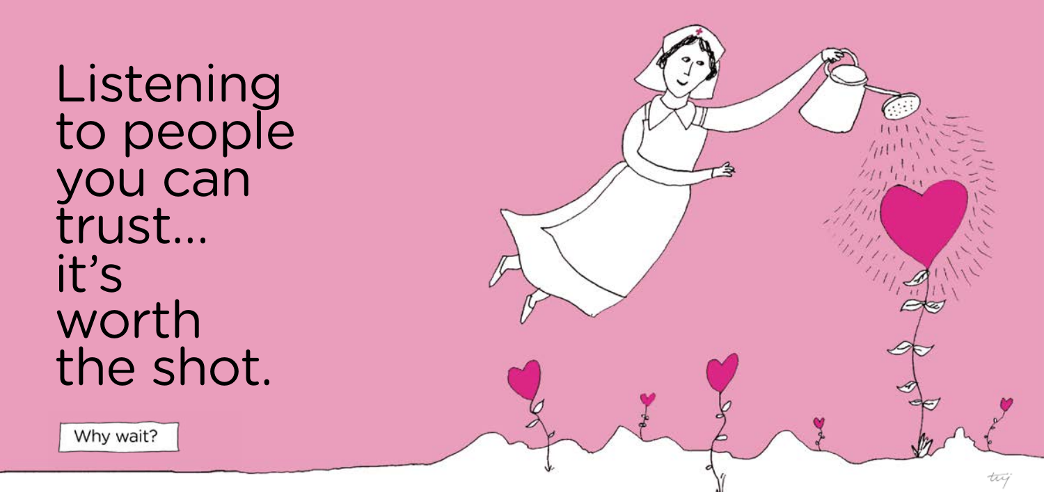# Listening to people you can trust… it's worth the shot.

Why wait?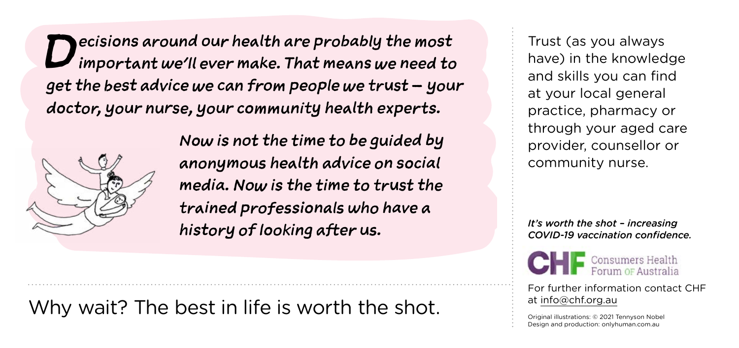*Decisions around our health are probably the most important we'll ever make. That means we need to get the best advice we can from people we trust – your doctor, your nurse, your community health experts.*

*Now is not the time to be guided by anonymous health advice on social media. Now is the time to trust the trained professionals who have a history of looking after us.*

Why wait? The best in life is worth the shot.

Trust (as you always have) in the knowledge and skills you can find at your local general practice, pharmacy or through your aged care provider, counsellor or community nurse.

*It's worth the shot – increasing COVID-19 vaccination confidence.*

CHF Consumers Health Forum of Australia

For further information contact CHF at info@chf.org.au

Original illustrations: © 2021 Tennyson Nobel
Design and production: onlyhuman.com.au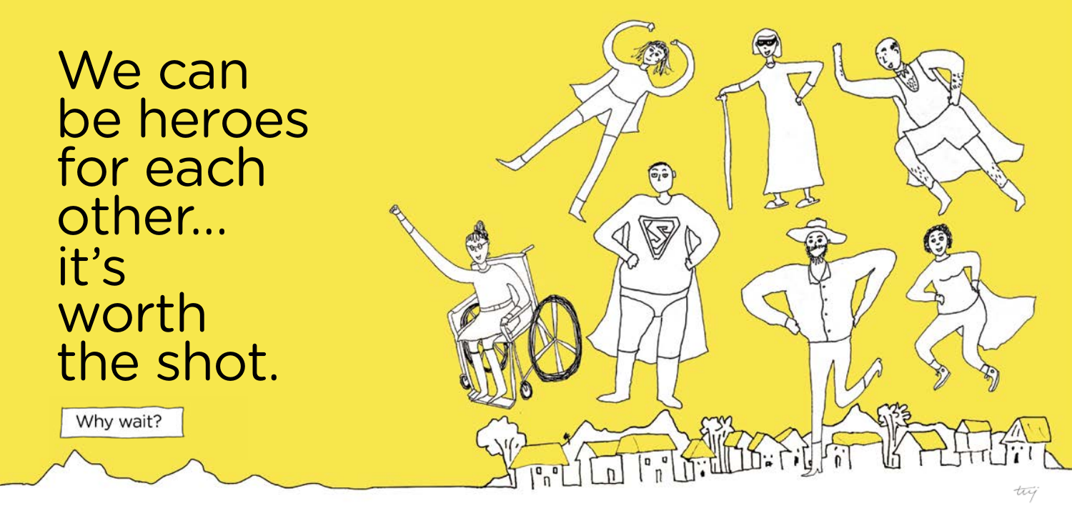# We can be heroes for each other... it's worth the shot.

Why wait?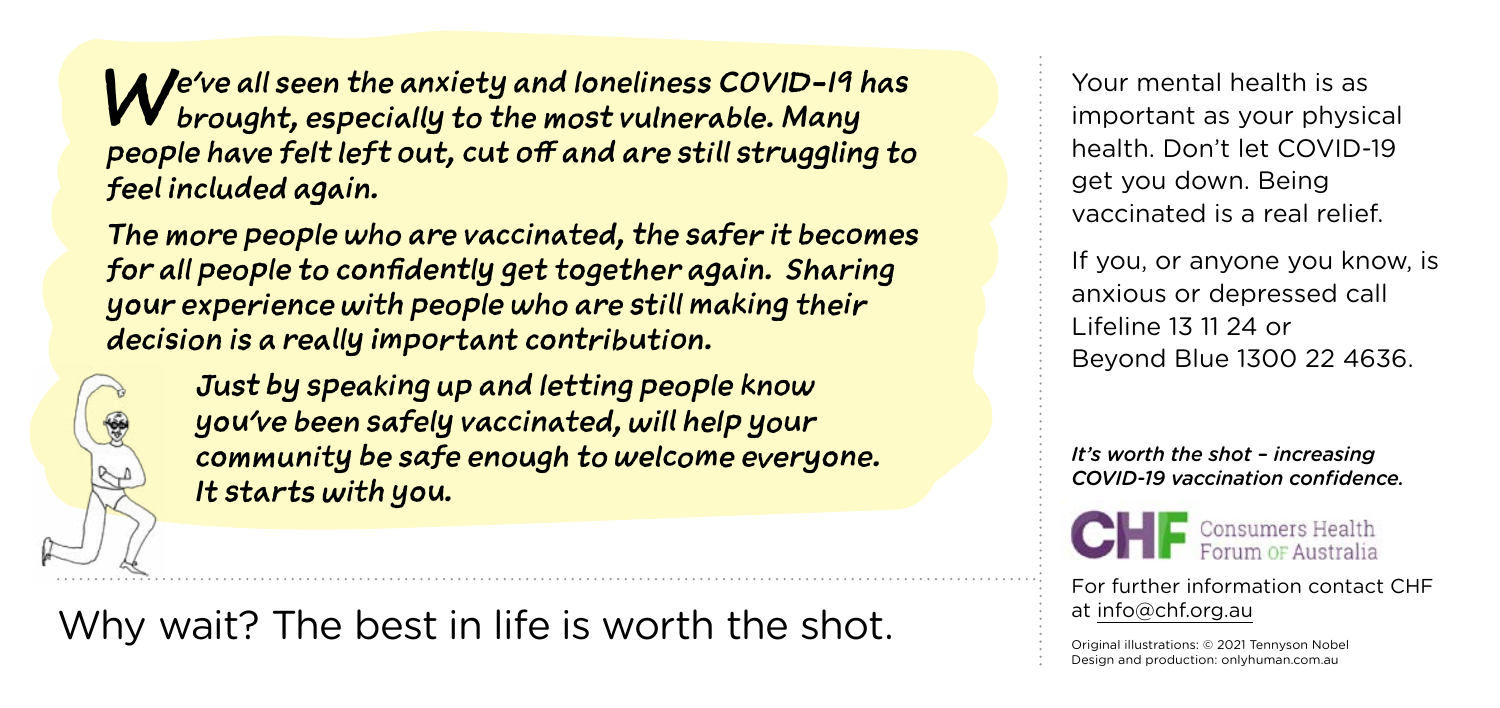*We've all seen the anxiety and loneliness COVID-19 has brought, especially to the most vulnerable. Many people have felt left out, cut off and are still struggling to feel included again.*

*The more people who are vaccinated, the safer it becomes for all people to confidently get together again. Sharing your experience with people who are still making their decision is a really important contribution.*

*Just by speaking up and letting people know you've been safely vaccinated, will help your community be safe enough to welcome everyone. It starts with you.*

## Why wait? The best in life is worth the shot.

Your mental health is as important as your physical health. Don't let COVID-19 get you down. Being vaccinated is a real relief.

If you, or anyone you know, is anxious or depressed call Lifeline 13 11 24 or Beyond Blue 1300 22 4636.

*It's worth the shot – increasing COVID-19 vaccination confidence.*

CHF Consumers Health Forum of Australia

For further information contact CHF at info@chf.org.au

Original illustrations: © 2021 Tennyson Nobel
Design and production: onlyhuman.com.au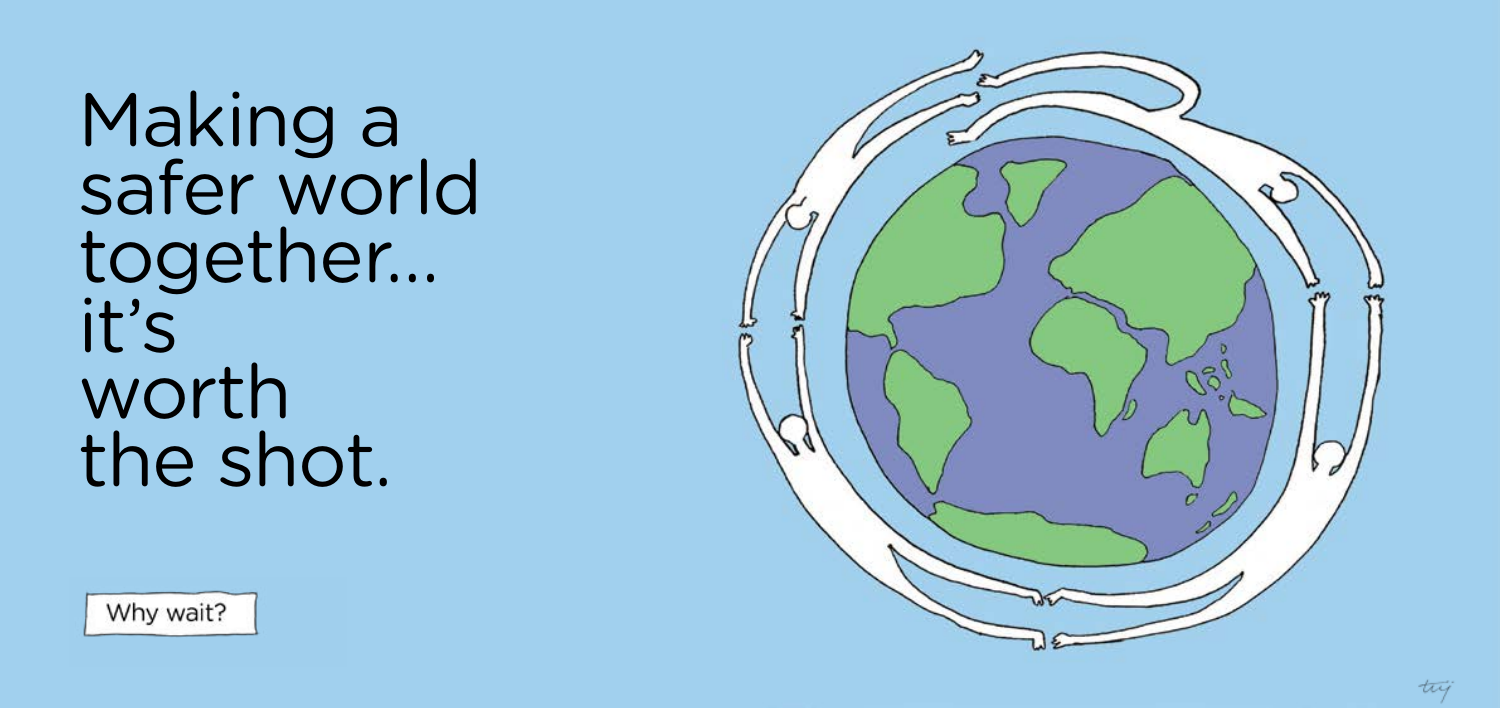# Making a safer world together... it's worth the shot.

Why wait?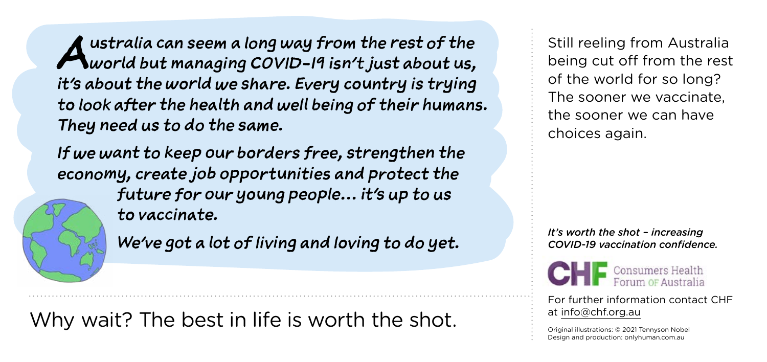*Australia can seem a long way from the rest of the world but managing COVID-19 isn't just about us, it's about the world we share. Every country is trying to look after the health and well being of their humans. They need us to do the same.*

*If we want to keep our borders free, strengthen the economy, create job opportunities and protect the future for our young people... it's up to us to vaccinate.*

*We've got a lot of living and loving to do yet.*

Why wait? The best in life is worth the shot.

Still reeling from Australia being cut off from the rest of the world for so long? The sooner we vaccinate, the sooner we can have choices again.

*It's worth the shot – increasing COVID-19 vaccination confidence.*

CHF Consumers Health Forum of Australia

For further information contact CHF at info@chf.org.au

Original illustrations: © 2021 Tennyson Nobel
Design and production: onlyhuman.com.au